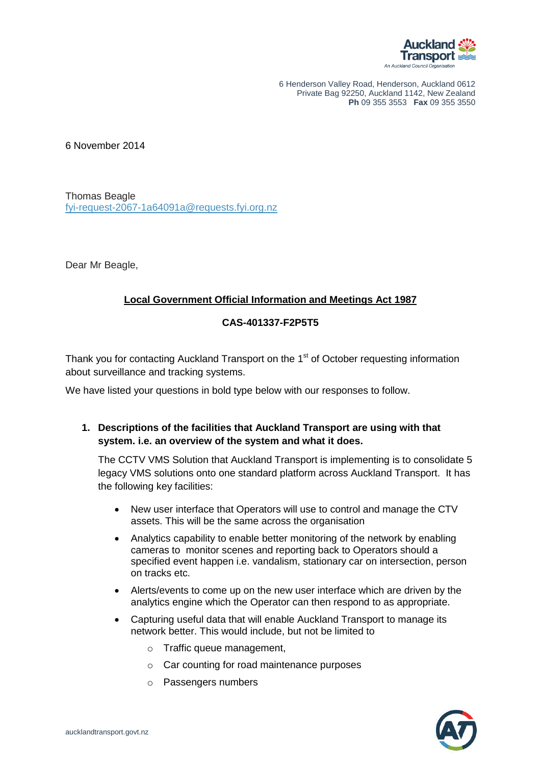Auckland Transport
An Auckland Council Organisation

6 Henderson Valley Road, Henderson, Auckland 0612
Private Bag 92250, Auckland 1142, New Zealand
**Ph** 09 355 3553 **Fax** 09 355 3550

6 November 2014

Thomas Beagle
fyi-request-2067-1a64091a@requests.fyi.org.nz

Dear Mr Beagle,

**Local Government Official Information and Meetings Act 1987**

**CAS-401337-F2P5T5**

Thank you for contacting Auckland Transport on the 1st of October requesting information about surveillance and tracking systems.

We have listed your questions in bold type below with our responses to follow.

1. **Descriptions of the facilities that Auckland Transport are using with that system. i.e. an overview of the system and what it does.**

   The CCTV VMS Solution that Auckland Transport is implementing is to consolidate 5 legacy VMS solutions onto one standard platform across Auckland Transport. It has the following key facilities:

   - New user interface that Operators will use to control and manage the CTV assets. This will be the same across the organisation
   - Analytics capability to enable better monitoring of the network by enabling cameras to monitor scenes and reporting back to Operators should a specified event happen i.e. vandalism, stationary car on intersection, person on tracks etc.
   - Alerts/events to come up on the new user interface which are driven by the analytics engine which the Operator can then respond to as appropriate.
   - Capturing useful data that will enable Auckland Transport to manage its network better. This would include, but not be limited to
     - Traffic queue management,
     - Car counting for road maintenance purposes
     - Passengers numbers

aucklandtransport.govt.nz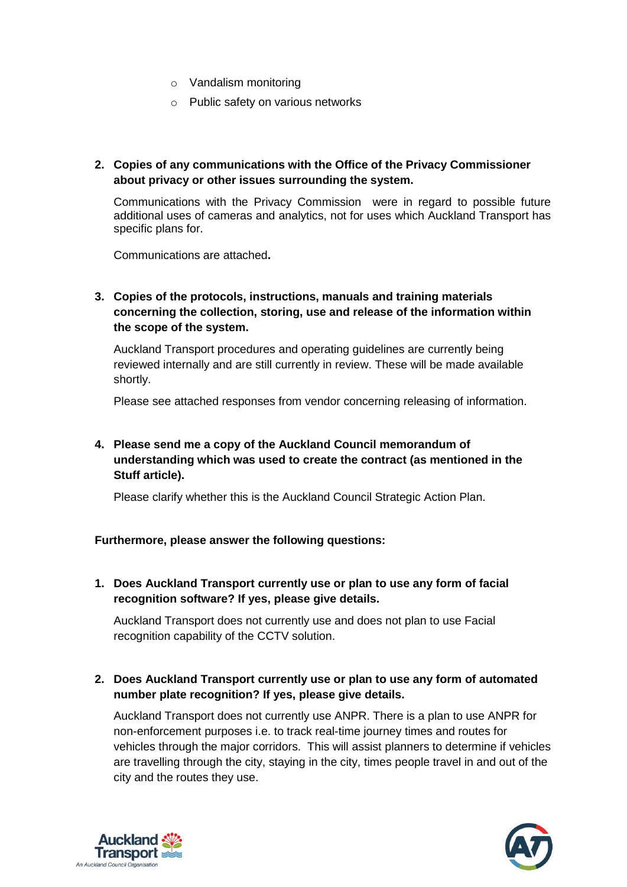- Vandalism monitoring
- Public safety on various networks

2. **Copies of any communications with the Office of the Privacy Commissioner about privacy or other issues surrounding the system.**

   Communications with the Privacy Commission were in regard to possible future additional uses of cameras and analytics, not for uses which Auckland Transport has specific plans for.

   Communications are attached**.**

3. **Copies of the protocols, instructions, manuals and training materials concerning the collection, storing, use and release of the information within the scope of the system.**

   Auckland Transport procedures and operating guidelines are currently being reviewed internally and are still currently in review. These will be made available shortly.

   Please see attached responses from vendor concerning releasing of information.

4. **Please send me a copy of the Auckland Council memorandum of understanding which was used to create the contract (as mentioned in the Stuff article).**

   Please clarify whether this is the Auckland Council Strategic Action Plan.

**Furthermore, please answer the following questions:**

1. **Does Auckland Transport currently use or plan to use any form of facial recognition software? If yes, please give details.**

   Auckland Transport does not currently use and does not plan to use Facial recognition capability of the CCTV solution.

2. **Does Auckland Transport currently use or plan to use any form of automated number plate recognition? If yes, please give details.**

   Auckland Transport does not currently use ANPR. There is a plan to use ANPR for non-enforcement purposes i.e. to track real-time journey times and routes for vehicles through the major corridors. This will assist planners to determine if vehicles are travelling through the city, staying in the city, times people travel in and out of the city and the routes they use.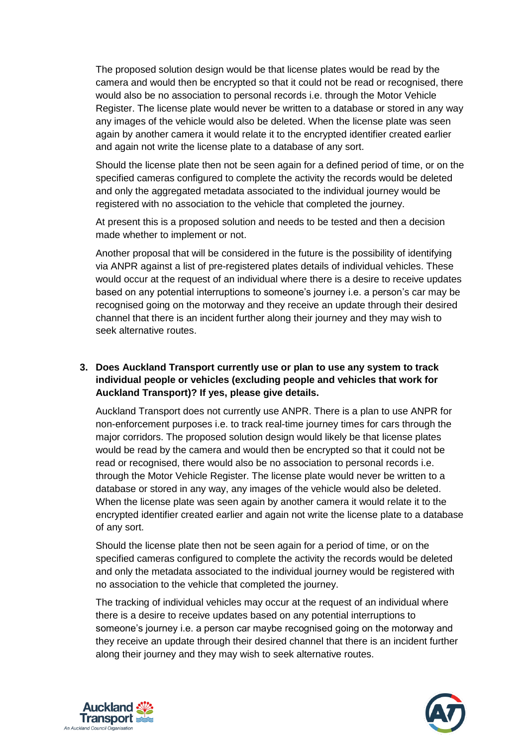The proposed solution design would be that license plates would be read by the camera and would then be encrypted so that it could not be read or recognised, there would also be no association to personal records i.e. through the Motor Vehicle Register. The license plate would never be written to a database or stored in any way any images of the vehicle would also be deleted. When the license plate was seen again by another camera it would relate it to the encrypted identifier created earlier and again not write the license plate to a database of any sort.

Should the license plate then not be seen again for a defined period of time, or on the specified cameras configured to complete the activity the records would be deleted and only the aggregated metadata associated to the individual journey would be registered with no association to the vehicle that completed the journey.

At present this is a proposed solution and needs to be tested and then a decision made whether to implement or not.

Another proposal that will be considered in the future is the possibility of identifying via ANPR against a list of pre-registered plates details of individual vehicles. These would occur at the request of an individual where there is a desire to receive updates based on any potential interruptions to someone's journey i.e. a person's car may be recognised going on the motorway and they receive an update through their desired channel that there is an incident further along their journey and they may wish to seek alternative routes.

**3. Does Auckland Transport currently use or plan to use any system to track individual people or vehicles (excluding people and vehicles that work for Auckland Transport)? If yes, please give details.**

Auckland Transport does not currently use ANPR. There is a plan to use ANPR for non-enforcement purposes i.e. to track real-time journey times for cars through the major corridors. The proposed solution design would likely be that license plates would be read by the camera and would then be encrypted so that it could not be read or recognised, there would also be no association to personal records i.e. through the Motor Vehicle Register. The license plate would never be written to a database or stored in any way, any images of the vehicle would also be deleted. When the license plate was seen again by another camera it would relate it to the encrypted identifier created earlier and again not write the license plate to a database of any sort.

Should the license plate then not be seen again for a period of time, or on the specified cameras configured to complete the activity the records would be deleted and only the metadata associated to the individual journey would be registered with no association to the vehicle that completed the journey.

The tracking of individual vehicles may occur at the request of an individual where there is a desire to receive updates based on any potential interruptions to someone's journey i.e. a person car maybe recognised going on the motorway and they receive an update through their desired channel that there is an incident further along their journey and they may wish to seek alternative routes.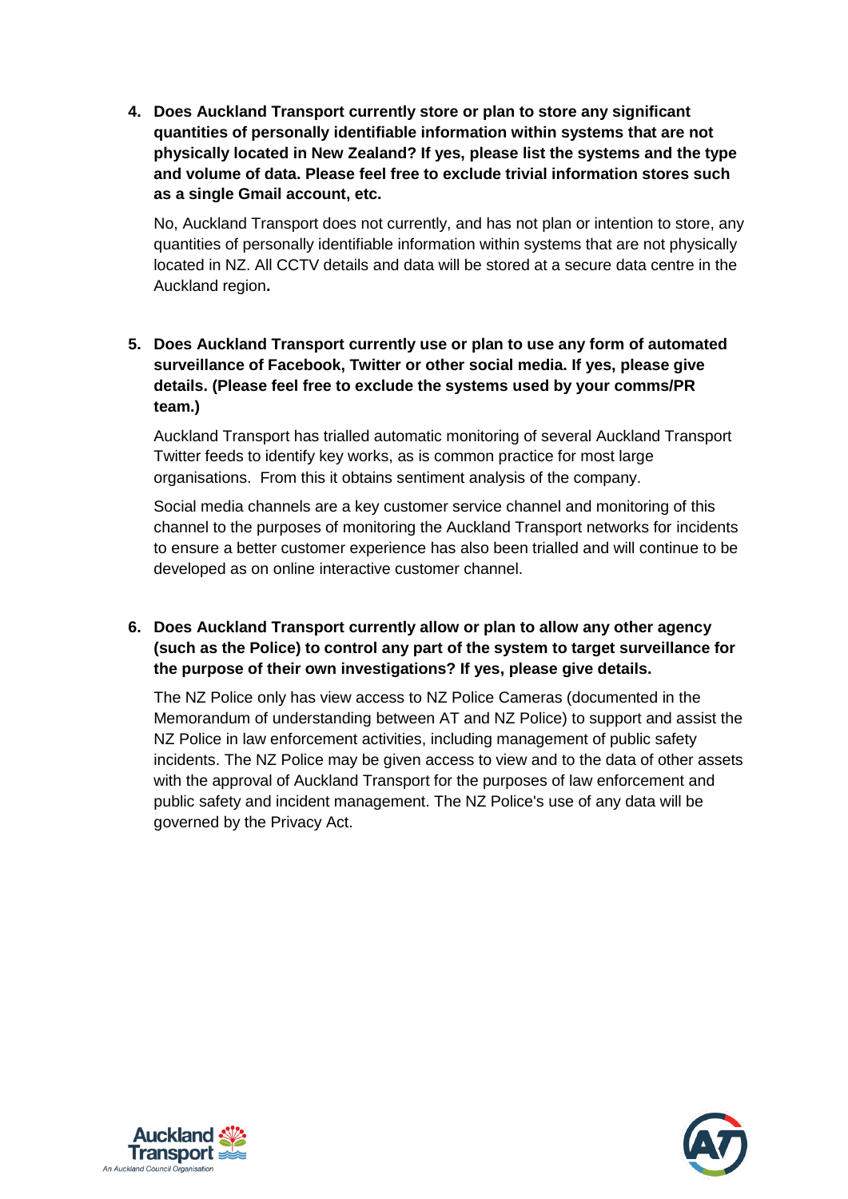4. **Does Auckland Transport currently store or plan to store any significant quantities of personally identifiable information within systems that are not physically located in New Zealand? If yes, please list the systems and the type and volume of data. Please feel free to exclude trivial information stores such as a single Gmail account, etc.**

   No, Auckland Transport does not currently, and has not plan or intention to store, any quantities of personally identifiable information within systems that are not physically located in NZ. All CCTV details and data will be stored at a secure data centre in the Auckland region**.**

5. **Does Auckland Transport currently use or plan to use any form of automated surveillance of Facebook, Twitter or other social media. If yes, please give details. (Please feel free to exclude the systems used by your comms/PR team.)**

   Auckland Transport has trialled automatic monitoring of several Auckland Transport Twitter feeds to identify key works, as is common practice for most large organisations. From this it obtains sentiment analysis of the company.

   Social media channels are a key customer service channel and monitoring of this channel to the purposes of monitoring the Auckland Transport networks for incidents to ensure a better customer experience has also been trialled and will continue to be developed as on online interactive customer channel.

6. **Does Auckland Transport currently allow or plan to allow any other agency (such as the Police) to control any part of the system to target surveillance for the purpose of their own investigations? If yes, please give details.**

   The NZ Police only has view access to NZ Police Cameras (documented in the Memorandum of understanding between AT and NZ Police) to support and assist the NZ Police in law enforcement activities, including management of public safety incidents. The NZ Police may be given access to view and to the data of other assets with the approval of Auckland Transport for the purposes of law enforcement and public safety and incident management. The NZ Police's use of any data will be governed by the Privacy Act.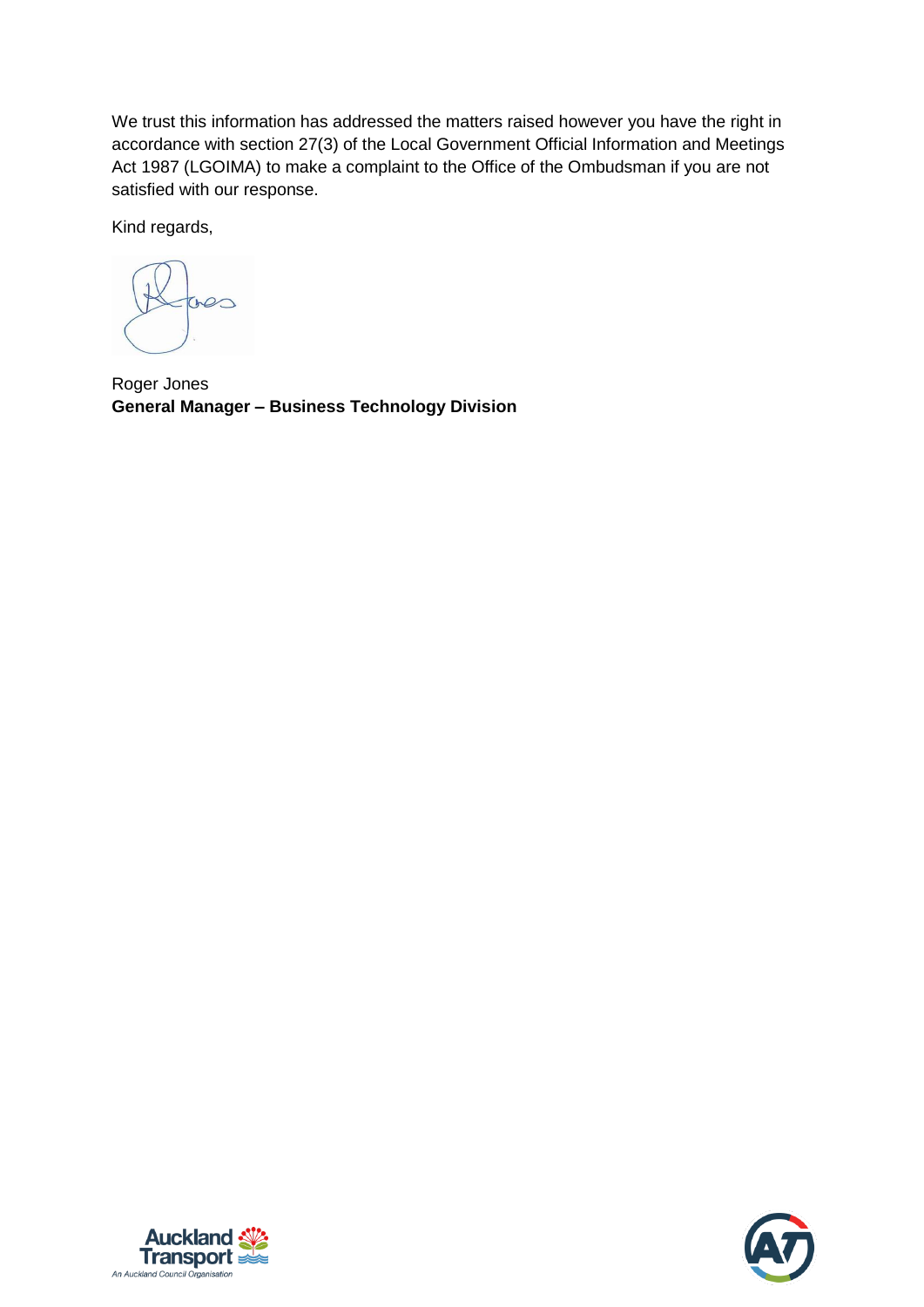We trust this information has addressed the matters raised however you have the right in accordance with section 27(3) of the Local Government Official Information and Meetings Act 1987 (LGOIMA) to make a complaint to the Office of the Ombudsman if you are not satisfied with our response.

Kind regards,

Roger Jones
**General Manager – Business Technology Division**